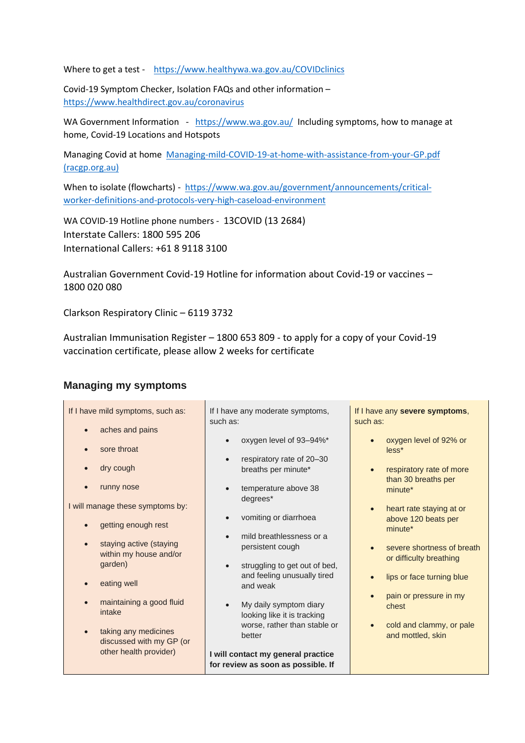Where to get a test - [https://www.healthywa.wa.gov.au/COVIDclinics](https://www.healthywa.wa.gov.au/COVIDclinics)

Covid-19 Symptom Checker, Isolation FAQs and other information – [https://www.healthdirect.gov.au/coronavirus](https://www.healthdirect.gov.au/coronavirus)

WA Government Information - [https://www.wa.gov.au/](https://www.wa.gov.au/) Including symptoms, how to manage at home, Covid-19 Locations and Hotspots

Managing Covid at home [Managing-mild-COVID-19-at-home-with-assistance-from-your-GP.pdf (racgp.org.au)](racgp.org.au)

When to isolate (flowcharts) - [https://www.wa.gov.au/government/announcements/critical-worker-definitions-and-protocols-very-high-caseload-environment](https://www.wa.gov.au/government/announcements/critical-worker-definitions-and-protocols-very-high-caseload-environment)

WA COVID-19 Hotline phone numbers - 13COVID (13 2684)
Interstate Callers: 1800 595 206
International Callers: +61 8 9118 3100

Australian Government Covid-19 Hotline for information about Covid-19 or vaccines – 1800 020 080

Clarkson Respiratory Clinic – 6119 3732

Australian Immunisation Register – 1800 653 809 - to apply for a copy of your Covid-19 vaccination certificate, please allow 2 weeks for certificate

## Managing my symptoms

| If I have mild symptoms, such as: | If I have any moderate symptoms, such as: | If I have any **severe symptoms**, such as: |
|---|---|---|
| • aches and pains<br>• sore throat<br>• dry cough<br>• runny nose<br><br>I will manage these symptoms by:<br><br>• getting enough rest<br>• staying active (staying within my house and/or garden)<br>• eating well<br>• maintaining a good fluid intake<br>• taking any medicines discussed with my GP (or other health provider) | • oxygen level of 93–94%*<br>• respiratory rate of 20–30 breaths per minute*<br>• temperature above 38 degrees*<br>• vomiting or diarrhoea<br>• mild breathlessness or a persistent cough<br>• struggling to get out of bed, and feeling unusually tired and weak<br>• My daily symptom diary looking like it is tracking worse, rather than stable or better<br><br>**I will contact my general practice for review as soon as possible. If** | • oxygen level of 92% or less*<br>• respiratory rate of more than 30 breaths per minute*<br>• heart rate staying at or above 120 beats per minute*<br>• severe shortness of breath or difficulty breathing<br>• lips or face turning blue<br>• pain or pressure in my chest<br>• cold and clammy, or pale and mottled, skin |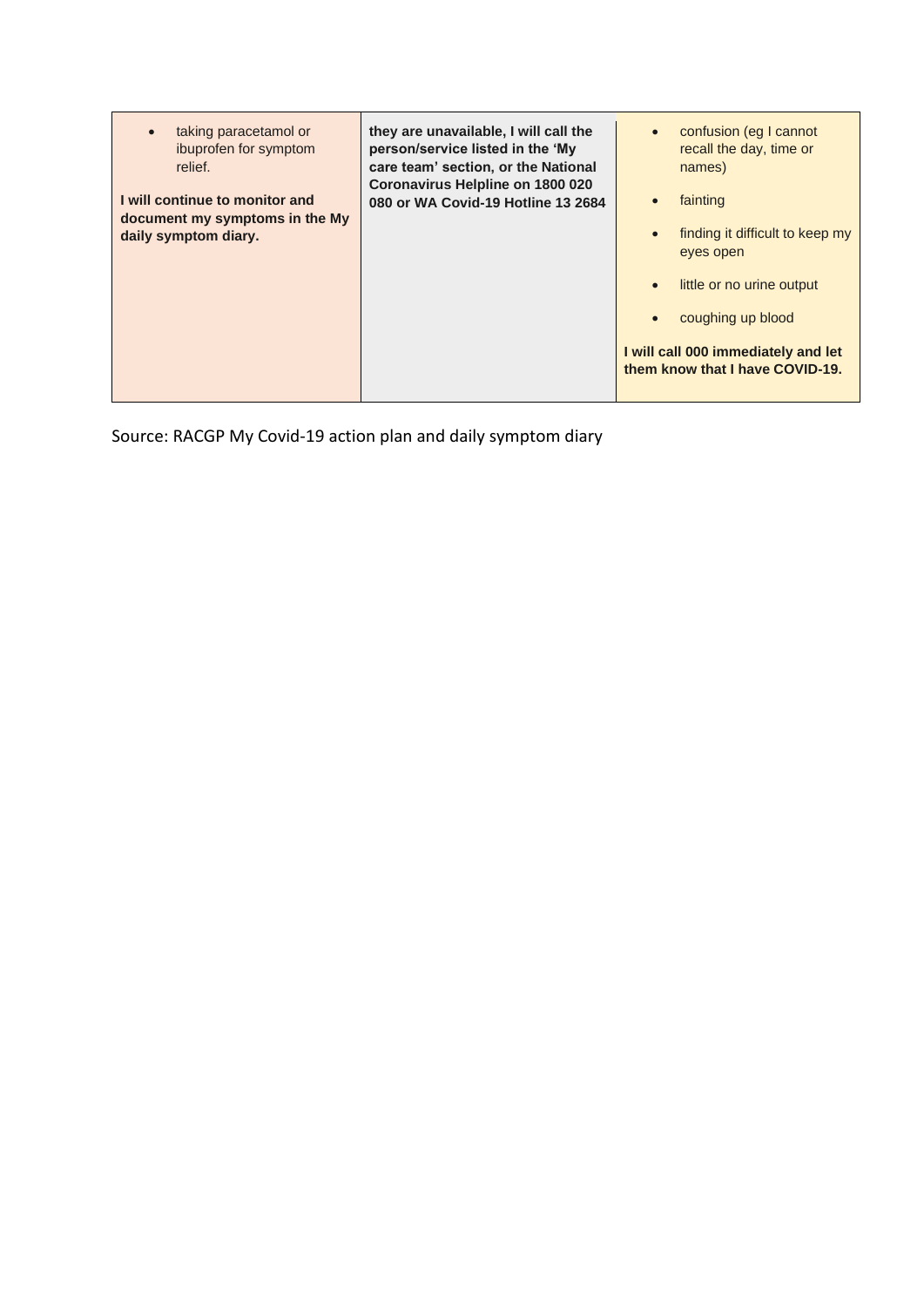| | | |
|---|---|---|
| • taking paracetamol or ibuprofen for symptom relief.<br><br>**I will continue to monitor and document my symptoms in the My daily symptom diary.** | **they are unavailable, I will call the person/service listed in the 'My care team' section, or the National Coronavirus Helpline on 1800 020 080 or WA Covid-19 Hotline 13 2684** | • confusion (eg I cannot recall the day, time or names)<br>• fainting<br>• finding it difficult to keep my eyes open<br>• little or no urine output<br>• coughing up blood<br><br>**I will call 000 immediately and let them know that I have COVID-19.** |

Source: RACGP My Covid-19 action plan and daily symptom diary